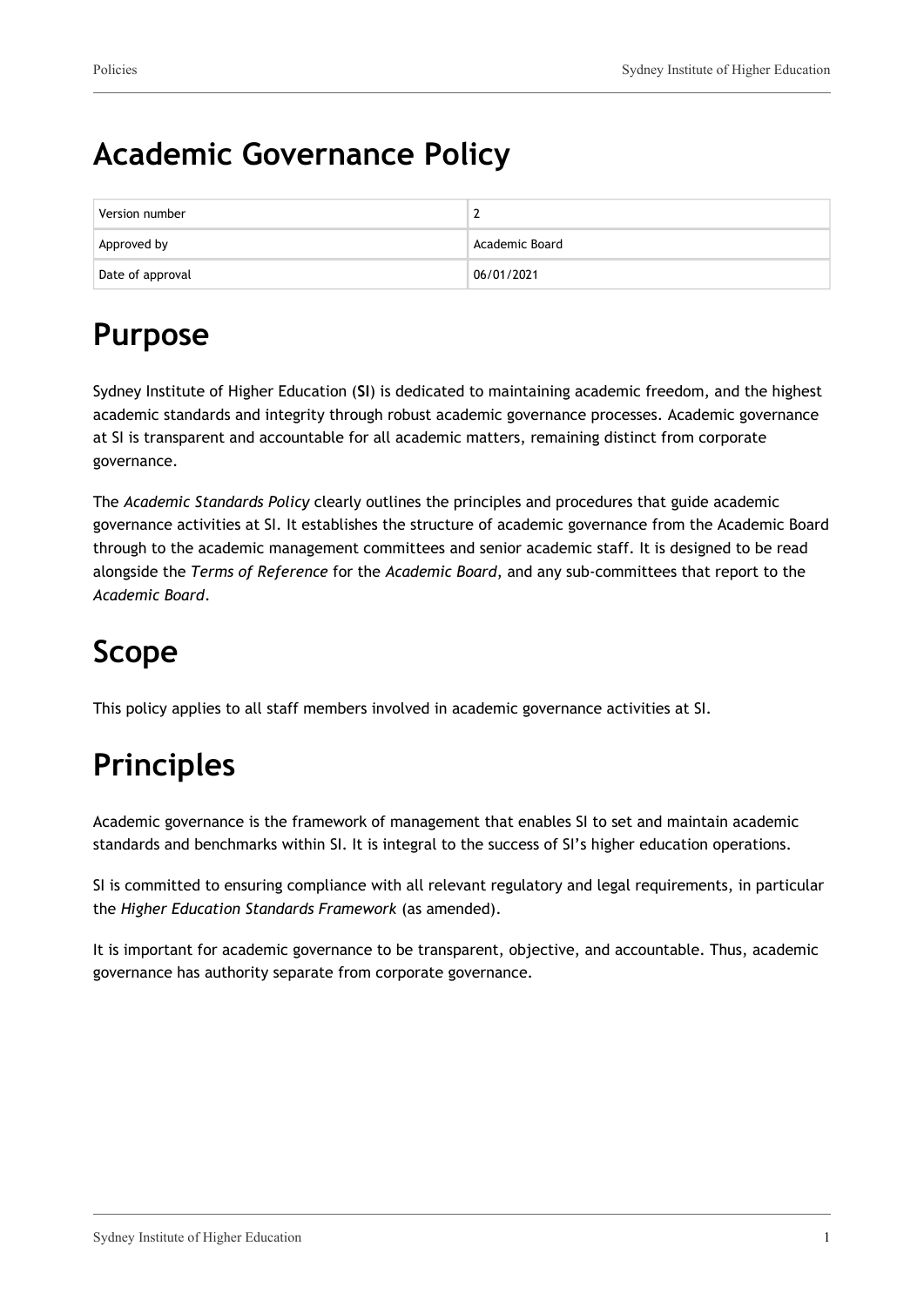# Academic Governance Policy

| Version number | 2 |
| --- | --- |
| Approved by | Academic Board |
| Date of approval | 06/01/2021 |

# Purpose

Sydney Institute of Higher Education (**SI**) is dedicated to maintaining academic freedom, and the highest academic standards and integrity through robust academic governance processes. Academic governance at SI is transparent and accountable for all academic matters, remaining distinct from corporate governance.

The *Academic Standards Policy* clearly outlines the principles and procedures that guide academic governance activities at SI. It establishes the structure of academic governance from the Academic Board through to the academic management committees and senior academic staff. It is designed to be read alongside the *Terms of Reference* for the *Academic Board*, and any sub-committees that report to the *Academic Board*.

# Scope

This policy applies to all staff members involved in academic governance activities at SI.

# Principles

Academic governance is the framework of management that enables SI to set and maintain academic standards and benchmarks within SI. It is integral to the success of SI's higher education operations.

SI is committed to ensuring compliance with all relevant regulatory and legal requirements, in particular the *Higher Education Standards Framework* (as amended).

It is important for academic governance to be transparent, objective, and accountable. Thus, academic governance has authority separate from corporate governance.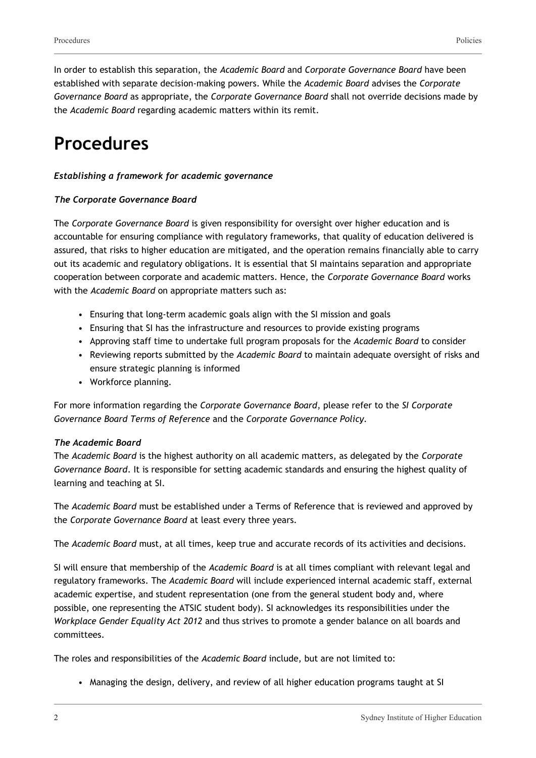In order to establish this separation, the *Academic Board* and *Corporate Governance Board* have been established with separate decision-making powers. While the *Academic Board* advises the *Corporate Governance Board* as appropriate, the *Corporate Governance Board* shall not override decisions made by the *Academic Board* regarding academic matters within its remit.

# Procedures

***Establishing a framework for academic governance***

***The Corporate Governance Board***

The *Corporate Governance Board* is given responsibility for oversight over higher education and is accountable for ensuring compliance with regulatory frameworks, that quality of education delivered is assured, that risks to higher education are mitigated, and the operation remains financially able to carry out its academic and regulatory obligations. It is essential that SI maintains separation and appropriate cooperation between corporate and academic matters. Hence, the *Corporate Governance Board* works with the *Academic Board* on appropriate matters such as:

- Ensuring that long-term academic goals align with the SI mission and goals
- Ensuring that SI has the infrastructure and resources to provide existing programs
- Approving staff time to undertake full program proposals for the *Academic Board* to consider
- Reviewing reports submitted by the *Academic Board* to maintain adequate oversight of risks and ensure strategic planning is informed
- Workforce planning.

For more information regarding the *Corporate Governance Board*, please refer to the *SI Corporate Governance Board Terms of Reference* and the *Corporate Governance Policy*.

***The Academic Board***

The *Academic Board* is the highest authority on all academic matters, as delegated by the *Corporate Governance Board*. It is responsible for setting academic standards and ensuring the highest quality of learning and teaching at SI.

The *Academic Board* must be established under a Terms of Reference that is reviewed and approved by the *Corporate Governance Board* at least every three years.

The *Academic Board* must, at all times, keep true and accurate records of its activities and decisions.

SI will ensure that membership of the *Academic Board* is at all times compliant with relevant legal and regulatory frameworks. The *Academic Board* will include experienced internal academic staff, external academic expertise, and student representation (one from the general student body and, where possible, one representing the ATSIC student body). SI acknowledges its responsibilities under the *Workplace Gender Equality Act 2012* and thus strives to promote a gender balance on all boards and committees.

The roles and responsibilities of the *Academic Board* include, but are not limited to:

- Managing the design, delivery, and review of all higher education programs taught at SI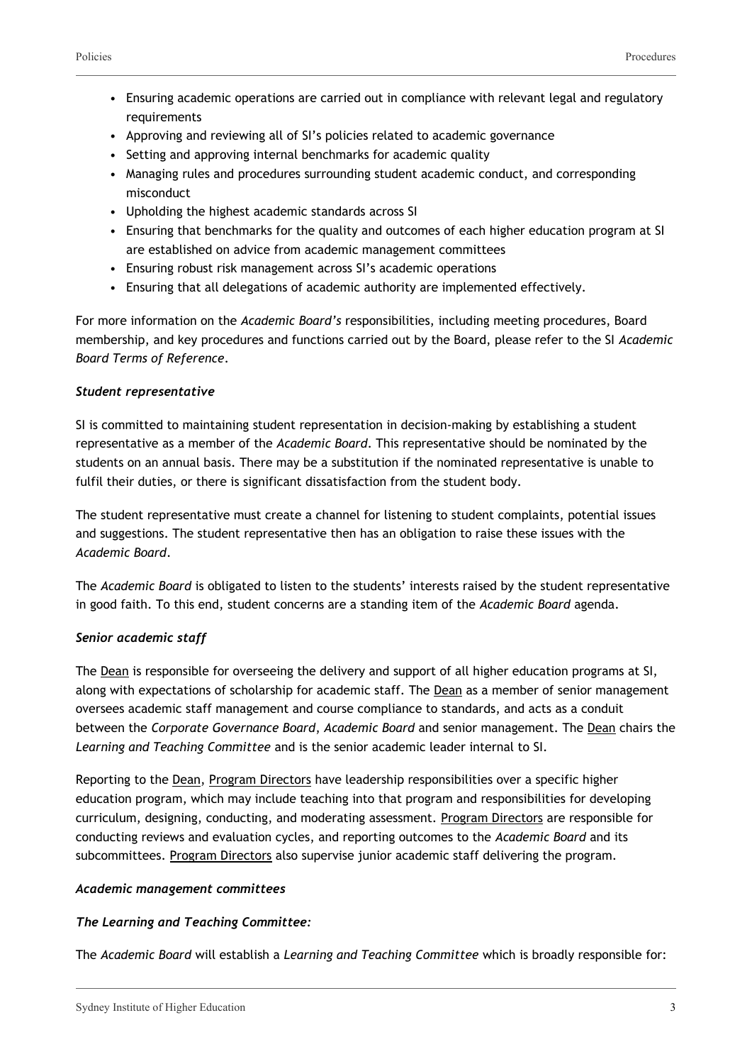- Ensuring academic operations are carried out in compliance with relevant legal and regulatory requirements
- Approving and reviewing all of SI's policies related to academic governance
- Setting and approving internal benchmarks for academic quality
- Managing rules and procedures surrounding student academic conduct, and corresponding misconduct
- Upholding the highest academic standards across SI
- Ensuring that benchmarks for the quality and outcomes of each higher education program at SI are established on advice from academic management committees
- Ensuring robust risk management across SI's academic operations
- Ensuring that all delegations of academic authority are implemented effectively.

For more information on the *Academic Board's* responsibilities, including meeting procedures, Board membership, and key procedures and functions carried out by the Board, please refer to the SI *Academic Board Terms of Reference*.

***Student representative***

SI is committed to maintaining student representation in decision-making by establishing a student representative as a member of the *Academic Board*. This representative should be nominated by the students on an annual basis. There may be a substitution if the nominated representative is unable to fulfil their duties, or there is significant dissatisfaction from the student body.

The student representative must create a channel for listening to student complaints, potential issues and suggestions. The student representative then has an obligation to raise these issues with the *Academic Board*.

The *Academic Board* is obligated to listen to the students' interests raised by the student representative in good faith. To this end, student concerns are a standing item of the *Academic Board* agenda.

***Senior academic staff***

The Dean is responsible for overseeing the delivery and support of all higher education programs at SI, along with expectations of scholarship for academic staff. The Dean as a member of senior management oversees academic staff management and course compliance to standards, and acts as a conduit between the *Corporate Governance Board, Academic Board* and senior management. The Dean chairs the *Learning and Teaching Committee* and is the senior academic leader internal to SI.

Reporting to the Dean, Program Directors have leadership responsibilities over a specific higher education program, which may include teaching into that program and responsibilities for developing curriculum, designing, conducting, and moderating assessment. Program Directors are responsible for conducting reviews and evaluation cycles, and reporting outcomes to the *Academic Board* and its subcommittees. Program Directors also supervise junior academic staff delivering the program.

***Academic management committees***

***The Learning and Teaching Committee:***

The *Academic Board* will establish a *Learning and Teaching Committee* which is broadly responsible for: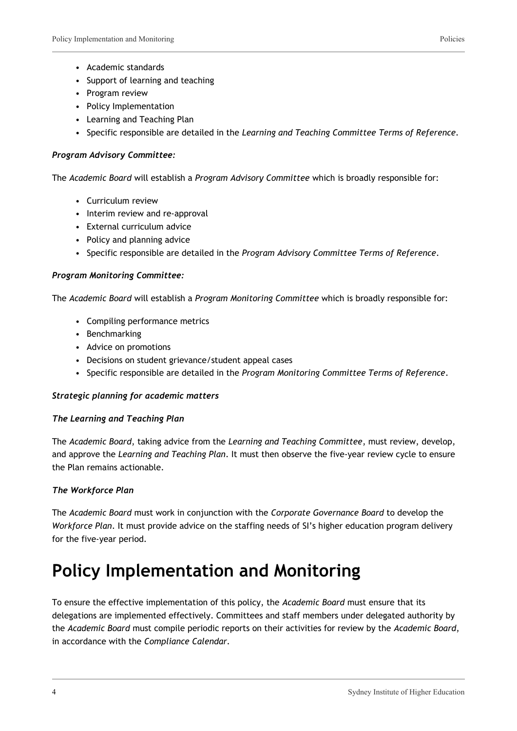- Academic standards
- Support of learning and teaching
- Program review
- Policy Implementation
- Learning and Teaching Plan
- Specific responsible are detailed in the *Learning and Teaching Committee Terms of Reference*.

***Program Advisory Committee:***

The *Academic Board* will establish a *Program Advisory Committee* which is broadly responsible for:

- Curriculum review
- Interim review and re-approval
- External curriculum advice
- Policy and planning advice
- Specific responsible are detailed in the *Program Advisory Committee Terms of Reference*.

***Program Monitoring Committee:***

The *Academic Board* will establish a *Program Monitoring Committee* which is broadly responsible for:

- Compiling performance metrics
- Benchmarking
- Advice on promotions
- Decisions on student grievance/student appeal cases
- Specific responsible are detailed in the *Program Monitoring Committee Terms of Reference*.

***Strategic planning for academic matters***

***The Learning and Teaching Plan***

The *Academic Board*, taking advice from the *Learning and Teaching Committee*, must review, develop, and approve the *Learning and Teaching Plan*. It must then observe the five-year review cycle to ensure the Plan remains actionable.

***The Workforce Plan***

The *Academic Board* must work in conjunction with the *Corporate Governance Board* to develop the *Workforce Plan*. It must provide advice on the staffing needs of SI's higher education program delivery for the five-year period.

# Policy Implementation and Monitoring

To ensure the effective implementation of this policy, the *Academic Board* must ensure that its delegations are implemented effectively. Committees and staff members under delegated authority by the *Academic Board* must compile periodic reports on their activities for review by the *Academic Board*, in accordance with the *Compliance Calendar*.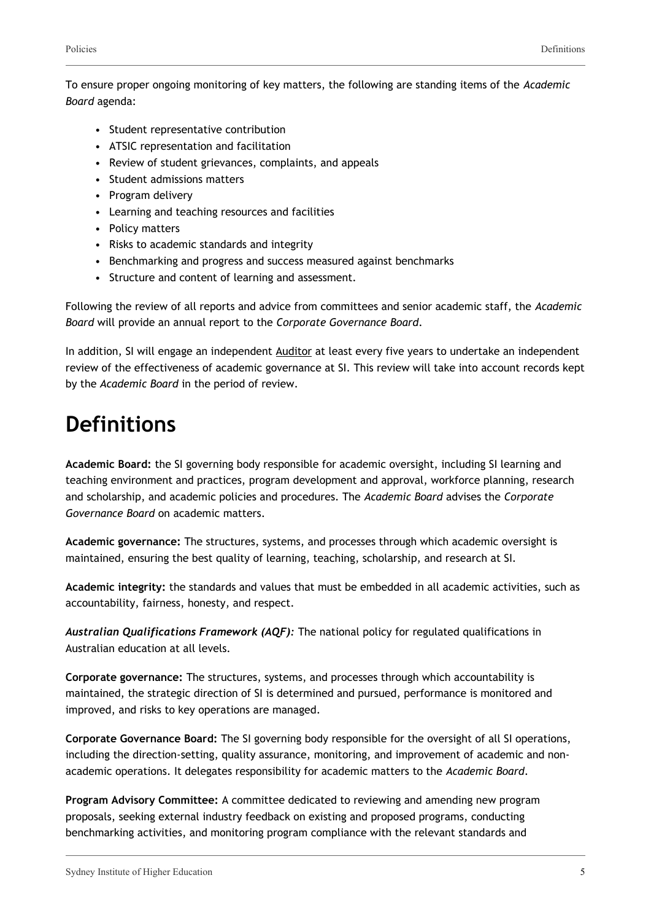To ensure proper ongoing monitoring of key matters, the following are standing items of the *Academic Board* agenda:

- Student representative contribution
- ATSIC representation and facilitation
- Review of student grievances, complaints, and appeals
- Student admissions matters
- Program delivery
- Learning and teaching resources and facilities
- Policy matters
- Risks to academic standards and integrity
- Benchmarking and progress and success measured against benchmarks
- Structure and content of learning and assessment.

Following the review of all reports and advice from committees and senior academic staff, the *Academic Board* will provide an annual report to the *Corporate Governance Board*.

In addition, SI will engage an independent Auditor at least every five years to undertake an independent review of the effectiveness of academic governance at SI. This review will take into account records kept by the *Academic Board* in the period of review.

# Definitions

**Academic Board:** the SI governing body responsible for academic oversight, including SI learning and teaching environment and practices, program development and approval, workforce planning, research and scholarship, and academic policies and procedures. The *Academic Board* advises the *Corporate Governance Board* on academic matters.

**Academic governance:** The structures, systems, and processes through which academic oversight is maintained, ensuring the best quality of learning, teaching, scholarship, and research at SI.

**Academic integrity:** the standards and values that must be embedded in all academic activities, such as accountability, fairness, honesty, and respect.

***Australian Qualifications Framework (AQF):*** The national policy for regulated qualifications in Australian education at all levels.

**Corporate governance:** The structures, systems, and processes through which accountability is maintained, the strategic direction of SI is determined and pursued, performance is monitored and improved, and risks to key operations are managed.

**Corporate Governance Board:** The SI governing body responsible for the oversight of all SI operations, including the direction-setting, quality assurance, monitoring, and improvement of academic and non-academic operations. It delegates responsibility for academic matters to the *Academic Board*.

**Program Advisory Committee:** A committee dedicated to reviewing and amending new program proposals, seeking external industry feedback on existing and proposed programs, conducting benchmarking activities, and monitoring program compliance with the relevant standards and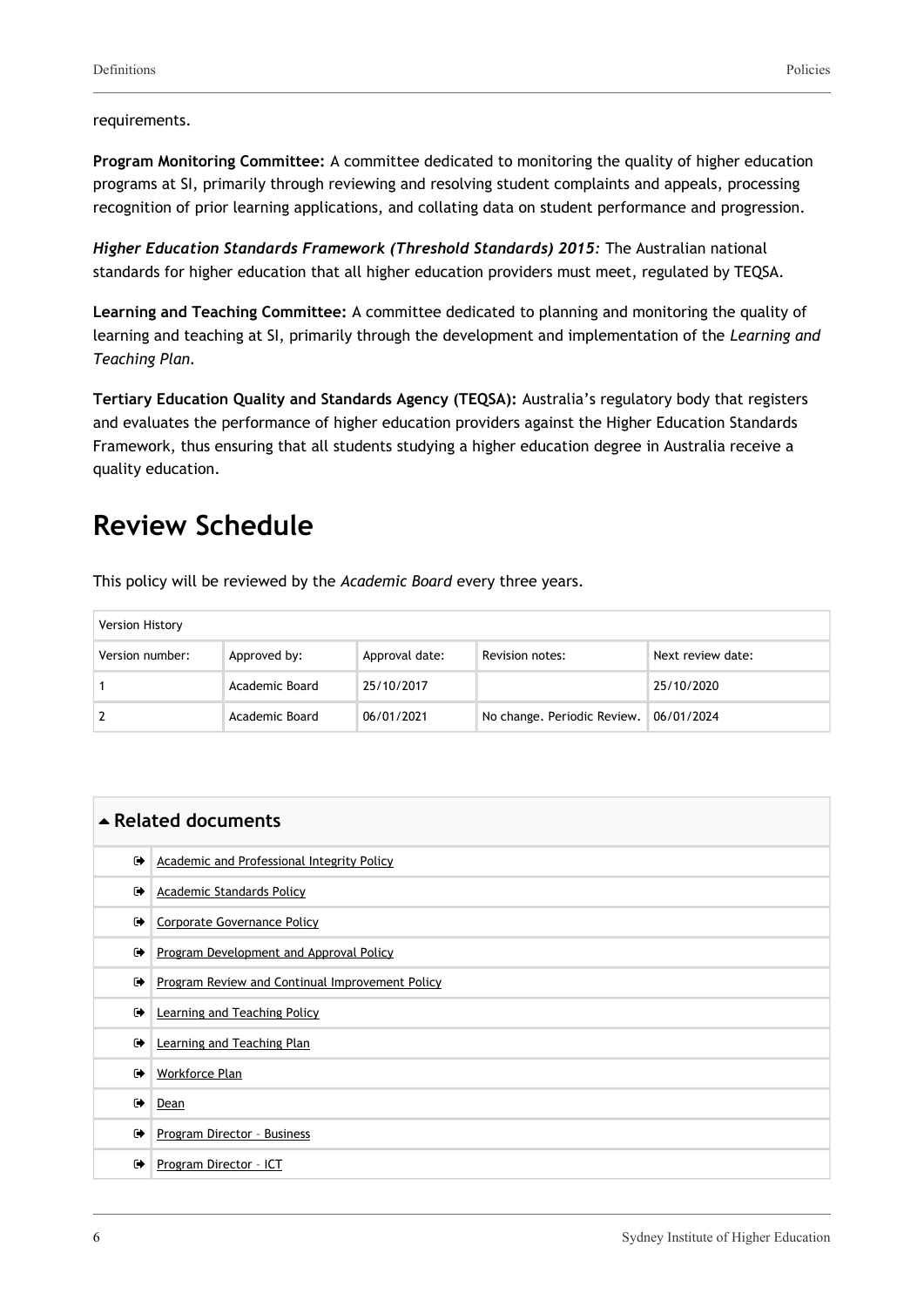requirements.

**Program Monitoring Committee:** A committee dedicated to monitoring the quality of higher education programs at SI, primarily through reviewing and resolving student complaints and appeals, processing recognition of prior learning applications, and collating data on student performance and progression.

***Higher Education Standards Framework (Threshold Standards) 2015:*** The Australian national standards for higher education that all higher education providers must meet, regulated by TEQSA.

**Learning and Teaching Committee:** A committee dedicated to planning and monitoring the quality of learning and teaching at SI, primarily through the development and implementation of the *Learning and Teaching Plan*.

**Tertiary Education Quality and Standards Agency (TEQSA):** Australia's regulatory body that registers and evaluates the performance of higher education providers against the Higher Education Standards Framework, thus ensuring that all students studying a higher education degree in Australia receive a quality education.

# Review Schedule

This policy will be reviewed by the *Academic Board* every three years.

| Version History | | | | |
|---|---|---|---|---|
| Version number: | Approved by: | Approval date: | Revision notes: | Next review date: |
| 1 | Academic Board | 25/10/2017 | | 25/10/2020 |
| 2 | Academic Board | 06/01/2021 | No change. Periodic Review. | 06/01/2024 |

| ▲ Related documents | |
|---|---|
| ➡ | Academic and Professional Integrity Policy |
| ➡ | Academic Standards Policy |
| ➡ | Corporate Governance Policy |
| ➡ | Program Development and Approval Policy |
| ➡ | Program Review and Continual Improvement Policy |
| ➡ | Learning and Teaching Policy |
| ➡ | Learning and Teaching Plan |
| ➡ | Workforce Plan |
| ➡ | Dean |
| ➡ | Program Director – Business |
| ➡ | Program Director – ICT |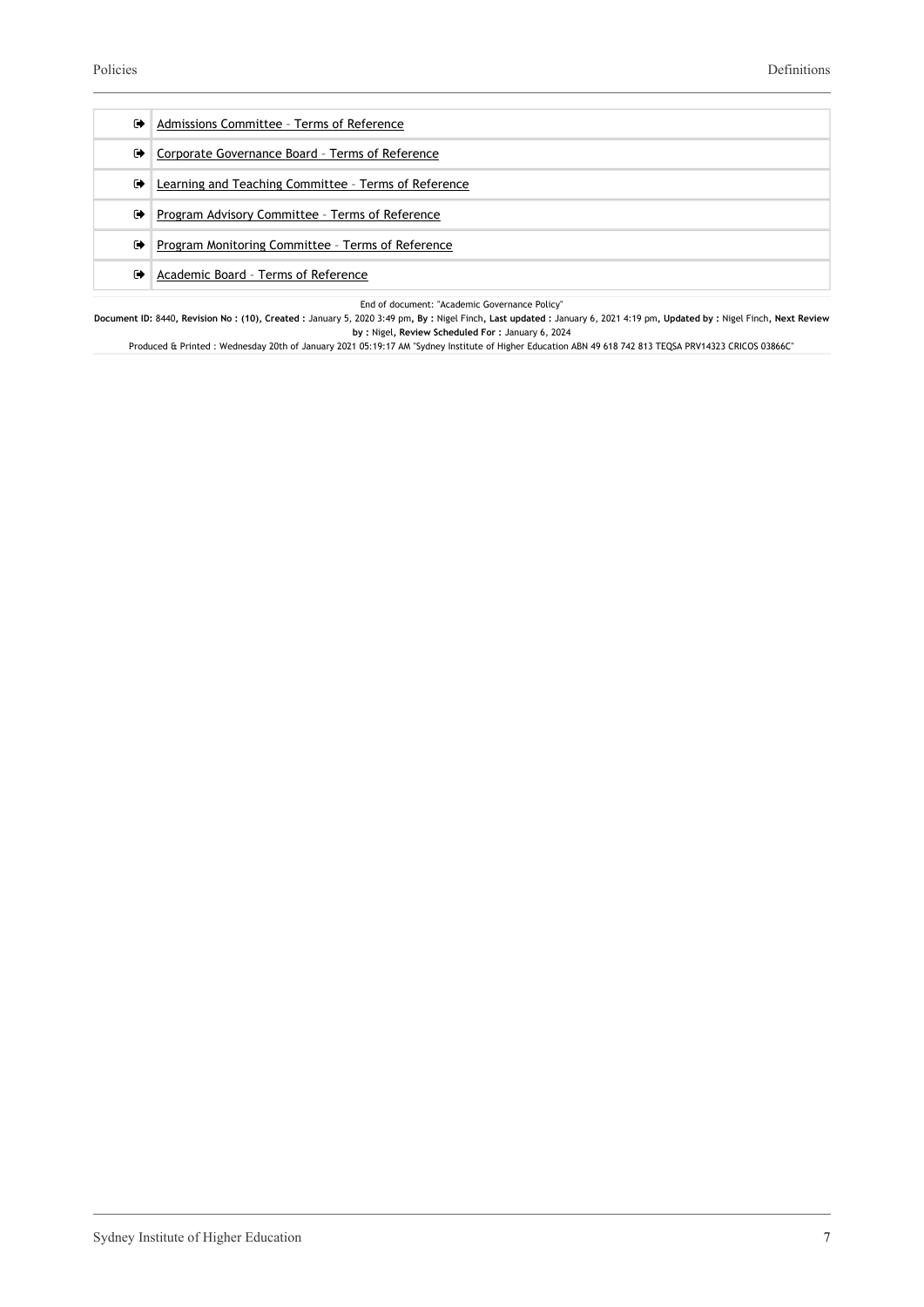| | |
|---|---|
| ➡ | Admissions Committee – Terms of Reference |
| ➡ | Corporate Governance Board – Terms of Reference |
| ➡ | Learning and Teaching Committee – Terms of Reference |
| ➡ | Program Advisory Committee – Terms of Reference |
| ➡ | Program Monitoring Committee – Terms of Reference |
| ➡ | Academic Board – Terms of Reference |

End of document: "Academic Governance Policy"

**Document ID:** 8440, **Revision No : (10), Created :** January 5, 2020 3:49 pm, **By :** Nigel Finch, **Last updated :** January 6, 2021 4:19 pm, **Updated by :** Nigel Finch, **Next Review by :** Nigel, **Review Scheduled For :** January 6, 2024

Produced & Printed : Wednesday 20th of January 2021 05:19:17 AM "Sydney Institute of Higher Education ABN 49 618 742 813 TEQSA PRV14323 CRICOS 03866C"